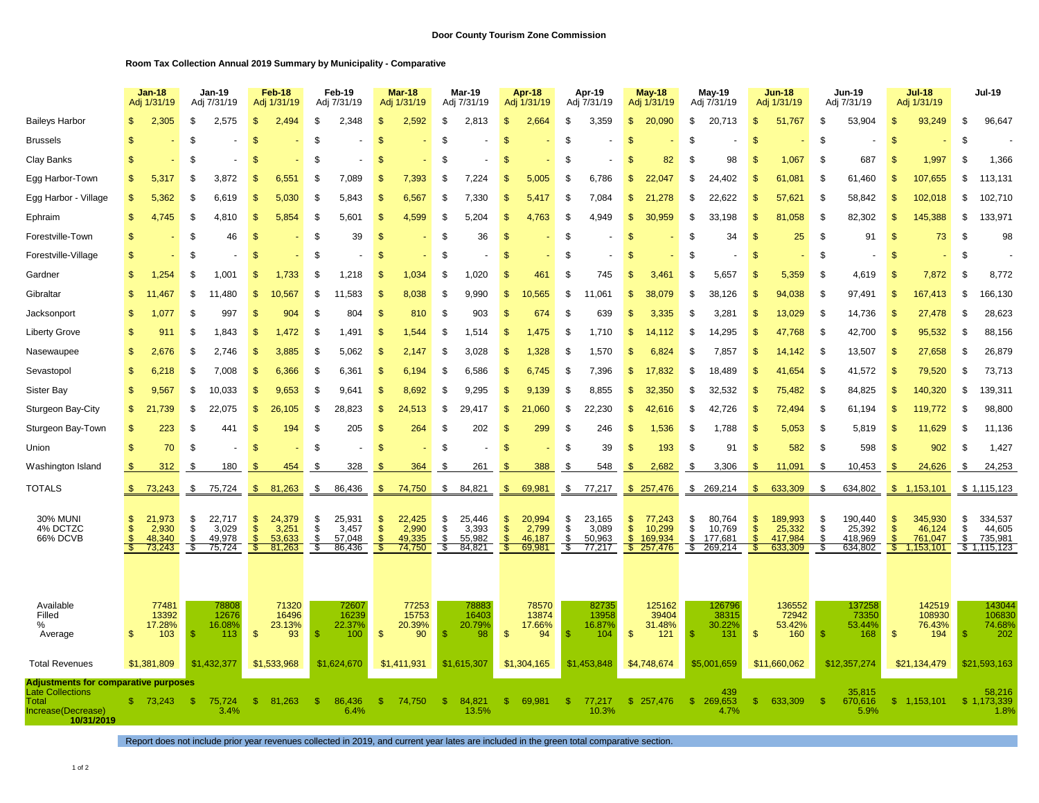## Door County Tourism Zone Commission

### Room Tax Collection Annual 2019 Summary by Municipality - Comparative

| | Jan-18 Adj 1/31/19 | Jan-19 Adj 7/31/19 | Feb-18 Adj 1/31/19 | Feb-19 Adj 7/31/19 | Mar-18 Adj 1/31/19 | Mar-19 Adj 7/31/19 | Apr-18 Adj 1/31/19 | Apr-19 Adj 7/31/19 | May-18 Adj 1/31/19 | May-19 Adj 7/31/19 | Jun-18 Adj 1/31/19 | Jun-19 Adj 7/31/19 | Jul-18 Adj 1/31/19 | Jul-19 |
|---|---|---|---|---|---|---|---|---|---|---|---|---|---|---|
| Baileys Harbor | $ 2,305 | $ 2,575 | $ 2,494 | $ 2,348 | $ 2,592 | $ 2,813 | $ 2,664 | $ 3,359 | $ 20,090 | $ 20,713 | $ 51,767 | $ 53,904 | $ 93,249 | $ 96,647 |
| Brussels | $ - | $ - | $ - | $ - | $ - | $ - | $ - | $ - | $ - | $ - | $ - | $ - | $ - | $ - |
| Clay Banks | $ - | $ - | $ - | $ - | $ - | $ - | $ - | $ - | $ 82 | $ 98 | $ 1,067 | $ 687 | $ 1,997 | $ 1,366 |
| Egg Harbor-Town | $ 5,317 | $ 3,872 | $ 6,551 | $ 7,089 | $ 7,393 | $ 7,224 | $ 5,005 | $ 6,786 | $ 22,047 | $ 24,402 | $ 61,081 | $ 61,460 | $ 107,655 | $ 113,131 |
| Egg Harbor - Village | $ 5,362 | $ 6,619 | $ 5,030 | $ 5,843 | $ 6,567 | $ 7,330 | $ 5,417 | $ 7,084 | $ 21,278 | $ 22,622 | $ 57,621 | $ 58,842 | $ 102,018 | $ 102,710 |
| Ephraim | $ 4,745 | $ 4,810 | $ 5,854 | $ 5,601 | $ 4,599 | $ 5,204 | $ 4,763 | $ 4,949 | $ 30,959 | $ 33,198 | $ 81,058 | $ 82,302 | $ 145,388 | $ 133,971 |
| Forestville-Town | $ - | $ 46 | $ - | $ 39 | $ - | $ 36 | $ - | $ - | $ - | $ 34 | $ 25 | $ 91 | $ 73 | $ 98 |
| Forestville-Village | $ - | $ - | $ - | $ - | $ - | $ - | $ - | $ - | $ - | $ - | $ - | $ - | $ - | $ - |
| Gardner | $ 1,254 | $ 1,001 | $ 1,733 | $ 1,218 | $ 1,034 | $ 1,020 | $ 461 | $ 745 | $ 3,461 | $ 5,657 | $ 5,359 | $ 4,619 | $ 7,872 | $ 8,772 |
| Gibraltar | $ 11,467 | $ 11,480 | $ 10,567 | $ 11,583 | $ 8,038 | $ 9,990 | $ 10,565 | $ 11,061 | $ 38,079 | $ 38,126 | $ 94,038 | $ 97,491 | $ 167,413 | $ 166,130 |
| Jacksonport | $ 1,077 | $ 997 | $ 904 | $ 804 | $ 810 | $ 903 | $ 674 | $ 639 | $ 3,335 | $ 3,281 | $ 13,029 | $ 14,736 | $ 27,478 | $ 28,623 |
| Liberty Grove | $ 911 | $ 1,843 | $ 1,472 | $ 1,491 | $ 1,544 | $ 1,514 | $ 1,475 | $ 1,710 | $ 14,112 | $ 14,295 | $ 47,768 | $ 42,700 | $ 95,532 | $ 88,156 |
| Nasewaupee | $ 2,676 | $ 2,746 | $ 3,885 | $ 5,062 | $ 2,147 | $ 3,028 | $ 1,328 | $ 1,570 | $ 6,824 | $ 7,857 | $ 14,142 | $ 13,507 | $ 27,658 | $ 26,879 |
| Sevastopol | $ 6,218 | $ 7,008 | $ 6,366 | $ 6,361 | $ 6,194 | $ 6,586 | $ 6,745 | $ 7,396 | $ 17,832 | $ 18,489 | $ 41,654 | $ 41,572 | $ 79,520 | $ 73,713 |
| Sister Bay | $ 9,567 | $ 10,033 | $ 9,653 | $ 9,641 | $ 8,692 | $ 9,295 | $ 9,139 | $ 8,855 | $ 32,350 | $ 32,532 | $ 75,482 | $ 84,825 | $ 140,320 | $ 139,311 |
| Sturgeon Bay-City | $ 21,739 | $ 22,075 | $ 26,105 | $ 28,823 | $ 24,513 | $ 29,417 | $ 21,060 | $ 22,230 | $ 42,616 | $ 42,726 | $ 72,494 | $ 61,194 | $ 119,772 | $ 98,800 |
| Sturgeon Bay-Town | $ 223 | $ 441 | $ 194 | $ 205 | $ 264 | $ 202 | $ 299 | $ 246 | $ 1,536 | $ 1,788 | $ 5,053 | $ 5,819 | $ 11,629 | $ 11,136 |
| Union | $ 70 | $ - | $ - | $ - | $ - | $ - | $ - | $ 39 | $ 193 | $ 91 | $ 582 | $ 598 | $ 902 | $ 1,427 |
| Washington Island | $ 312 | $ 180 | $ 454 | $ 328 | $ 364 | $ 261 | $ 388 | $ 548 | $ 2,682 | $ 3,306 | $ 11,091 | $ 10,453 | $ 24,626 | $ 24,253 |
| TOTALS | $ 73,243 | $ 75,724 | $ 81,263 | $ 86,436 | $ 74,750 | $ 84,821 | $ 69,981 | $ 77,217 | $ 257,476 | $ 269,214 | $ 633,309 | $ 634,802 | $ 1,153,101 | $ 1,115,123 |
| 30% MUNI | $ 21,973 | $ 22,717 | $ 24,379 | $ 25,931 | $ 22,425 | $ 25,446 | $ 20,994 | $ 23,165 | $ 77,243 | $ 80,764 | $ 189,993 | $ 190,440 | $ 345,930 | $ 334,537 |
| 4% DCTZC | $ 2,930 | $ 3,029 | $ 3,251 | $ 3,457 | $ 2,990 | $ 3,393 | $ 2,799 | $ 3,089 | $ 10,299 | $ 10,769 | $ 25,332 | $ 25,392 | $ 46,124 | $ 44,605 |
| 66% DCVB | $ 48,340 | $ 49,978 | $ 53,633 | $ 57,048 | $ 49,335 | $ 55,982 | $ 46,187 | $ 50,963 | $ 169,934 | $ 177,681 | $ 417,984 | $ 418,969 | $ 761,047 | $ 735,981 |
| | $ 73,243 | $ 75,724 | $ 81,263 | $ 86,436 | $ 74,750 | $ 84,821 | $ 69,981 | $ 77,217 | $ 257,476 | $ 269,214 | $ 633,309 | $ 634,802 | $ 1,153,101 | $ 1,115,123 |
| Available | 77481 | 78808 | 71320 | 72607 | 77253 | 78883 | 78570 | 82735 | 125162 | 126796 | 136552 | 137258 | 142519 | 143044 |
| Filled | 13392 | 12676 | 16496 | 16239 | 15753 | 16403 | 13874 | 13958 | 39404 | 38315 | 72942 | 73350 | 108930 | 106830 |
| % | 17.28% | 16.08% | 23.13% | 22.37% | 20.39% | 20.79% | 17.66% | 16.87% | 31.48% | 30.22% | 53.42% | 53.44% | 76.43% | 74.68% |
| Average | $ 103 | $ 113 | $ 93 | $ 100 | $ 90 | $ 98 | $ 94 | $ 104 | $ 121 | $ 131 | $ 160 | $ 168 | $ 194 | $ 202 |
| Total Revenues | $1,381,809 | $1,432,377 | $1,533,968 | $1,624,670 | $1,411,931 | $1,615,307 | $1,304,165 | $1,453,848 | $4,748,674 | $5,001,659 | $11,660,062 | $12,357,274 | $21,134,479 | $21,593,163 |
| **Adjustments for comparative purposes** | | | | | | | | | | | | | | |
| Late Collections | | | | | | | | | | 439 | | 35,815 | | 58,216 |
| Total | $ 73,243 | $ 75,724 | $ 81,263 | $ 86,436 | $ 74,750 | $ 84,821 | $ 69,981 | $ 77,217 | $ 257,476 | $ 269,653 | $ 633,309 | $ 670,616 | $ 1,153,101 | $ 1,173,339 |
| Increase(Decrease) 10/31/2019 | | 3.4% | | 6.4% | | 13.5% | | 10.3% | | 4.7% | | 5.9% | | 1.8% |

Report does not include prior year revenues collected in 2019, and current year lates are included in the green total comparative section.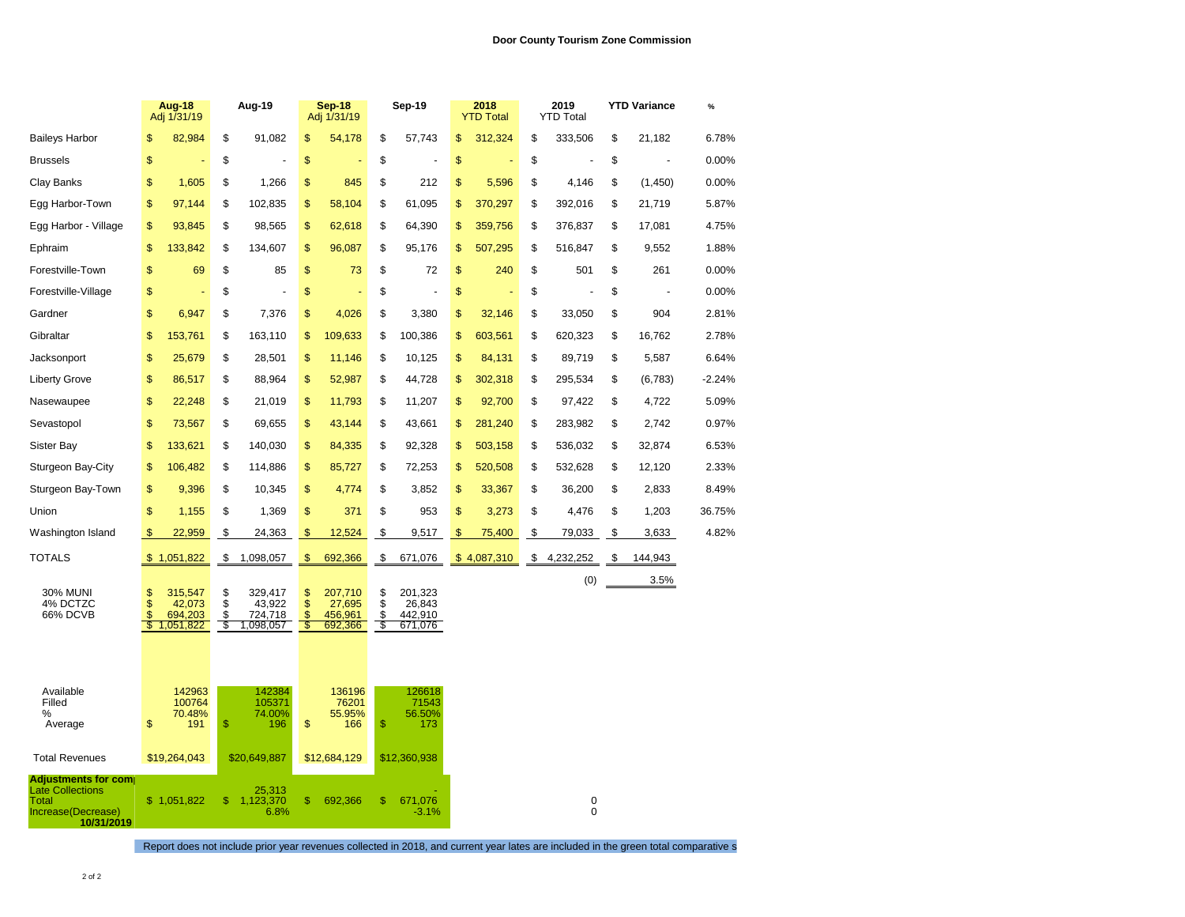**Door County Tourism Zone Commission**

| | Aug-18 Adj 1/31/19 | Aug-19 | Sep-18 Adj 1/31/19 | Sep-19 | 2018 YTD Total | 2019 YTD Total | YTD Variance | % |
|---|---|---|---|---|---|---|---|---|
| Baileys Harbor | $ 82,984 | $ 91,082 | $ 54,178 | $ 57,743 | $ 312,324 | $ 333,506 | $ 21,182 | 6.78% |
| Brussels | $ - | $ - | $ - | $ - | $ - | $ - | $ - | 0.00% |
| Clay Banks | $ 1,605 | $ 1,266 | $ 845 | $ 212 | $ 5,596 | $ 4,146 | $ (1,450) | 0.00% |
| Egg Harbor-Town | $ 97,144 | $ 102,835 | $ 58,104 | $ 61,095 | $ 370,297 | $ 392,016 | $ 21,719 | 5.87% |
| Egg Harbor - Village | $ 93,845 | $ 98,565 | $ 62,618 | $ 64,390 | $ 359,756 | $ 376,837 | $ 17,081 | 4.75% |
| Ephraim | $ 133,842 | $ 134,607 | $ 96,087 | $ 95,176 | $ 507,295 | $ 516,847 | $ 9,552 | 1.88% |
| Forestville-Town | $ 69 | $ 85 | $ 73 | $ 72 | $ 240 | $ 501 | $ 261 | 0.00% |
| Forestville-Village | $ - | $ - | $ - | $ - | $ - | $ - | $ - | 0.00% |
| Gardner | $ 6,947 | $ 7,376 | $ 4,026 | $ 3,380 | $ 32,146 | $ 33,050 | $ 904 | 2.81% |
| Gibraltar | $ 153,761 | $ 163,110 | $ 109,633 | $ 100,386 | $ 603,561 | $ 620,323 | $ 16,762 | 2.78% |
| Jacksonport | $ 25,679 | $ 28,501 | $ 11,146 | $ 10,125 | $ 84,131 | $ 89,719 | $ 5,587 | 6.64% |
| Liberty Grove | $ 86,517 | $ 88,964 | $ 52,987 | $ 44,728 | $ 302,318 | $ 295,534 | $ (6,783) | -2.24% |
| Nasewaupee | $ 22,248 | $ 21,019 | $ 11,793 | $ 11,207 | $ 92,700 | $ 97,422 | $ 4,722 | 5.09% |
| Sevastopol | $ 73,567 | $ 69,655 | $ 43,144 | $ 43,661 | $ 281,240 | $ 283,982 | $ 2,742 | 0.97% |
| Sister Bay | $ 133,621 | $ 140,030 | $ 84,335 | $ 92,328 | $ 503,158 | $ 536,032 | $ 32,874 | 6.53% |
| Sturgeon Bay-City | $ 106,482 | $ 114,886 | $ 85,727 | $ 72,253 | $ 520,508 | $ 532,628 | $ 12,120 | 2.33% |
| Sturgeon Bay-Town | $ 9,396 | $ 10,345 | $ 4,774 | $ 3,852 | $ 33,367 | $ 36,200 | $ 2,833 | 8.49% |
| Union | $ 1,155 | $ 1,369 | $ 371 | $ 953 | $ 3,273 | $ 4,476 | $ 1,203 | 36.75% |
| Washington Island | $ 22,959 | $ 24,363 | $ 12,524 | $ 9,517 | $ 75,400 | $ 79,033 | $ 3,633 | 4.82% |
| TOTALS | $ 1,051,822 | $ 1,098,057 | $ 692,366 | $ 671,076 | $ 4,087,310 | $ 4,232,252 | $ 144,943 | |
| | | | | | | (0) | 3.5% | |
| 30% MUNI | $ 315,547 | $ 329,417 | $ 207,710 | $ 201,323 | | | | |
| 4% DCTZC | $ 42,073 | $ 43,922 | $ 27,695 | $ 26,843 | | | | |
| 66% DCVB | $ 694,203 | $ 724,718 | $ 456,961 | $ 442,910 | | | | |
| | $ 1,051,822 | $ 1,098,057 | $ 692,366 | $ 671,076 | | | | |
| Available | 142963 | 142384 | 136196 | 126618 | | | | |
| Filled | 100764 | 105371 | 76201 | 71543 | | | | |
| % | 70.48% | 74.00% | 55.95% | 56.50% | | | | |
| Average | $ 191 | $ 196 | $ 166 | $ 173 | | | | |
| Total Revenues | $19,264,043 | $20,649,887 | $12,684,129 | $12,360,938 | | | | |
| **Adjustments for com** | | | | | | | | |
| Late Collections | | 25,313 | | - | | | | |
| Total | $ 1,051,822 | $ 1,123,370 | $ 692,366 | $ 671,076 | | 0 | | |
| Increase(Decrease) | | 6.8% | | -3.1% | | 0 | | |
| **10/31/2019** | | | | | | | | |

Report does not include prior year revenues collected in 2018, and current year lates are included in the green total comparative s